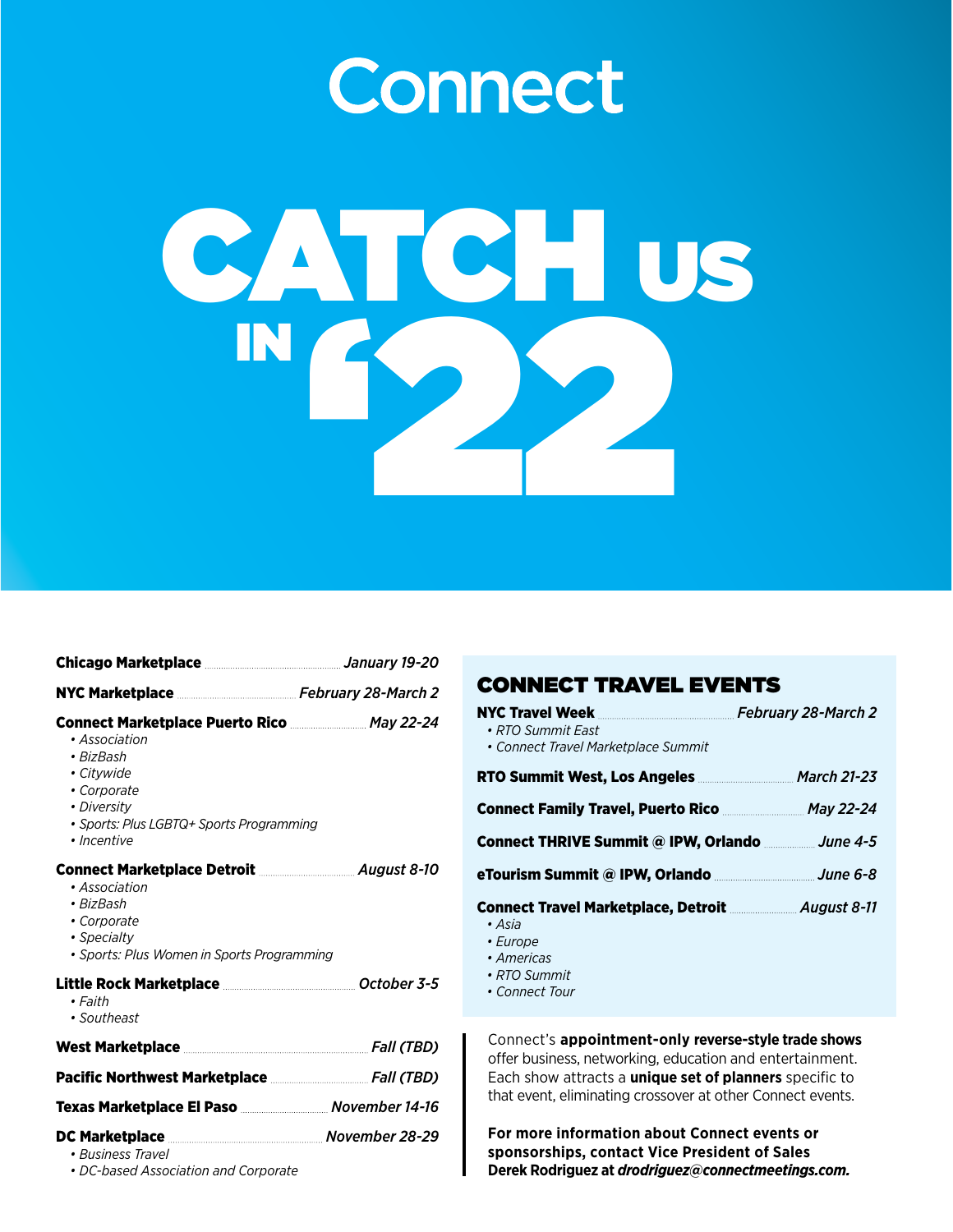# Connect

# CATCH US IN '22

**Chicago Marketplace** ..... *January 19-20*

**NYC Marketplace** ..... *February 28-March 2*

**Connect Marketplace Puerto Rico** ..... *May 22-24*

- *Association*
- *BizBash*
- *Citywide*
- *Corporate*
- *Diversity*
- *Sports: Plus LGBTQ+ Sports Programming*
- *Incentive*

**Connect Marketplace Detroit** ..... *August 8-10*

- *Association*
- *BizBash*
- *Corporate*
- *Specialty*
- *Sports: Plus Women in Sports Programming*

**Little Rock Marketplace** ..... *October 3-5*

- *Faith*
- *Southeast*

**West Marketplace** ..... *Fall (TBD)*

**Pacific Northwest Marketplace** ..... *Fall (TBD)*

**Texas Marketplace El Paso** ..... *November 14-16*

**DC Marketplace** ..... *November 28-29*

- *Business Travel*
- *DC-based Association and Corporate*

## CONNECT TRAVEL EVENTS

**NYC Travel Week** ..... *February 28-March 2*

- *RTO Summit East*
- *Connect Travel Marketplace Summit*

**RTO Summit West, Los Angeles** ..... *March 21-23*

**Connect Family Travel, Puerto Rico** ..... *May 22-24*

**Connect THRIVE Summit @ IPW, Orlando** ..... *June 4-5*

**eTourism Summit @ IPW, Orlando** ..... *June 6-8*

**Connect Travel Marketplace, Detroit** ..... *August 8-11*

- *Asia*
- *Europe*
- *Americas*
- *RTO Summit*
- *Connect Tour*

Connect's **appointment-only reverse-style trade shows** offer business, networking, education and entertainment. Each show attracts a **unique set of planners** specific to that event, eliminating crossover at other Connect events.

**For more information about Connect events or sponsorships, contact Vice President of Sales Derek Rodriguez at *drodriguez@connectmeetings.com.***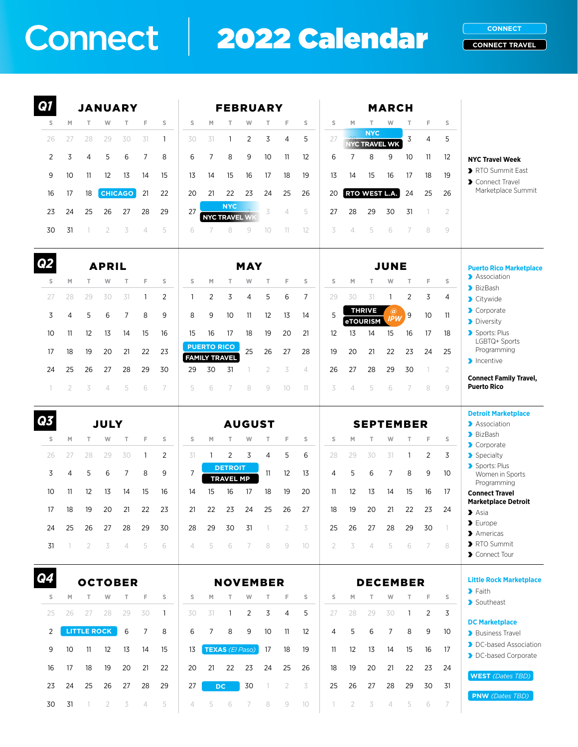# Connect | 2022 Calendar

CONNECT

CONNECT TRAVEL

## Q1

### JANUARY

| S | M | T | W | T | F | S |
|---|---|---|---|---|---|---|
| 26 | 27 | 28 | 29 | 30 | 31 | 1 |
| 2 | 3 | 4 | 5 | 6 | 7 | 8 |
| 9 | 10 | 11 | 12 | 13 | 14 | 15 |
| 16 | 17 | 18 | CHICAGO | | 21 | 22 |
| 23 | 24 | 25 | 26 | 27 | 28 | 29 |
| 30 | 31 | 1 | 2 | 3 | 4 | 5 |

### FEBRUARY

| S | M | T | W | T | F | S |
|---|---|---|---|---|---|---|
| 30 | 31 | 1 | 2 | 3 | 4 | 5 |
| 6 | 7 | 8 | 9 | 10 | 11 | 12 |
| 13 | 14 | 15 | 16 | 17 | 18 | 19 |
| 20 | 21 | 22 | 23 | 24 | 25 | 26 |
| 27 | NYC / NYC TRAVEL WK | | | 3 | 4 | 5 |
| 6 | 7 | 8 | 9 | 10 | 11 | 12 |

### MARCH

| S | M | T | W | T | F | S |
|---|---|---|---|---|---|---|
| 27 | NYC / NYC TRAVEL WK | | | 3 | 4 | 5 |
| 6 | 7 | 8 | 9 | 10 | 11 | 12 |
| 13 | 14 | 15 | 16 | 17 | 18 | 19 |
| 20 | RTO WEST L.A. | | | 24 | 25 | 26 |
| 27 | 28 | 29 | 30 | 31 | 1 | 2 |
| 3 | 4 | 5 | 6 | 7 | 8 | 9 |

**NYC Travel Week**
- RTO Summit East
- Connect Travel Marketplace Summit

## Q2

### APRIL

| S | M | T | W | T | F | S |
|---|---|---|---|---|---|---|
| 27 | 28 | 29 | 30 | 31 | 1 | 2 |
| 3 | 4 | 5 | 6 | 7 | 8 | 9 |
| 10 | 11 | 12 | 13 | 14 | 15 | 16 |
| 17 | 18 | 19 | 20 | 21 | 22 | 23 |
| 24 | 25 | 26 | 27 | 28 | 29 | 30 |
| 1 | 2 | 3 | 4 | 5 | 6 | 7 |

### MAY

| S | M | T | W | T | F | S |
|---|---|---|---|---|---|---|
| 1 | 2 | 3 | 4 | 5 | 6 | 7 |
| 8 | 9 | 10 | 11 | 12 | 13 | 14 |
| 15 | 16 | 17 | 18 | 19 | 20 | 21 |
| PUERTO RICO / FAMILY TRAVEL | | | 25 | 26 | 27 | 28 |
| 29 | 30 | 31 | 1 | 2 | 3 | 4 |
| 5 | 6 | 7 | 8 | 9 | 10 | 11 |

### JUNE

| S | M | T | W | T | F | S |
|---|---|---|---|---|---|---|
| 29 | 30 | 31 | 1 | 2 | 3 | 4 |
| 5 | THRIVE / eTOURISM @ IPW | | | 9 | 10 | 11 |
| 12 | 13 | 14 | 15 | 16 | 17 | 18 |
| 19 | 20 | 21 | 22 | 23 | 24 | 25 |
| 26 | 27 | 28 | 29 | 30 | 1 | 2 |
| 3 | 4 | 5 | 6 | 7 | 8 | 9 |

**Puerto Rico Marketplace**
- Association
- BizBash
- Citywide
- Corporate
- Diversity
- Sports: Plus LGBTQ+ Sports Programming
- Incentive

**Connect Family Travel, Puerto Rico**

## Q3

### JULY

| S | M | T | W | T | F | S |
|---|---|---|---|---|---|---|
| 26 | 27 | 28 | 29 | 30 | 1 | 2 |
| 3 | 4 | 5 | 6 | 7 | 8 | 9 |
| 10 | 11 | 12 | 13 | 14 | 15 | 16 |
| 17 | 18 | 19 | 20 | 21 | 22 | 23 |
| 24 | 25 | 26 | 27 | 28 | 29 | 30 |
| 31 | 1 | 2 | 3 | 4 | 5 | 6 |

### AUGUST

| S | M | T | W | T | F | S |
|---|---|---|---|---|---|---|
| 31 | 1 | 2 | 3 | 4 | 5 | 6 |
| 7 | DETROIT / TRAVEL MP | | | 11 | 12 | 13 |
| 14 | 15 | 16 | 17 | 18 | 19 | 20 |
| 21 | 22 | 23 | 24 | 25 | 26 | 27 |
| 28 | 29 | 30 | 31 | 1 | 2 | 3 |
| 4 | 5 | 6 | 7 | 8 | 9 | 10 |

### SEPTEMBER

| S | M | T | W | T | F | S |
|---|---|---|---|---|---|---|
| 28 | 29 | 30 | 31 | 1 | 2 | 3 |
| 4 | 5 | 6 | 7 | 8 | 9 | 10 |
| 11 | 12 | 13 | 14 | 15 | 16 | 17 |
| 18 | 19 | 20 | 21 | 22 | 23 | 24 |
| 25 | 26 | 27 | 28 | 29 | 30 | 1 |
| 2 | 3 | 4 | 5 | 6 | 7 | 8 |

**Detroit Marketplace**
- Association
- BizBash
- Corporate
- Specialty
- Sports: Plus Women in Sports Programming

**Connect Travel Marketplace Detroit**
- Asia
- Europe
- Americas
- RTO Summit
- Connect Tour

## Q4

### OCTOBER

| S | M | T | W | T | F | S |
|---|---|---|---|---|---|---|
| 25 | 26 | 27 | 28 | 29 | 30 | 1 |
| 2 | LITTLE ROCK | | | 6 | 7 | 8 |
| 9 | 10 | 11 | 12 | 13 | 14 | 15 |
| 16 | 17 | 18 | 19 | 20 | 21 | 22 |
| 23 | 24 | 25 | 26 | 27 | 28 | 29 |
| 30 | 31 | 1 | 2 | 3 | 4 | 5 |

### NOVEMBER

| S | M | T | W | T | F | S |
|---|---|---|---|---|---|---|
| 30 | 31 | 1 | 2 | 3 | 4 | 5 |
| 6 | 7 | 8 | 9 | 10 | 11 | 12 |
| 13 | TEXAS *(El Paso)* | | | 17 | 18 | 19 |
| 20 | 21 | 22 | 23 | 24 | 25 | 26 |
| 27 | DC | | 30 | 1 | 2 | 3 |
| 4 | 5 | 6 | 7 | 8 | 9 | 10 |

### DECEMBER

| S | M | T | W | T | F | S |
|---|---|---|---|---|---|---|
| 27 | 28 | 29 | 30 | 1 | 2 | 3 |
| 4 | 5 | 6 | 7 | 8 | 9 | 10 |
| 11 | 12 | 13 | 14 | 15 | 16 | 17 |
| 18 | 19 | 20 | 21 | 22 | 23 | 24 |
| 25 | 26 | 27 | 28 | 29 | 30 | 31 |
| 1 | 2 | 3 | 4 | 5 | 6 | 7 |

**Little Rock Marketplace**
- Faith
- Southeast

**DC Marketplace**
- Business Travel
- DC-based Association
- DC-based Corporate

**WEST** *(Dates TBD)*

**PNW** *(Dates TBD)*